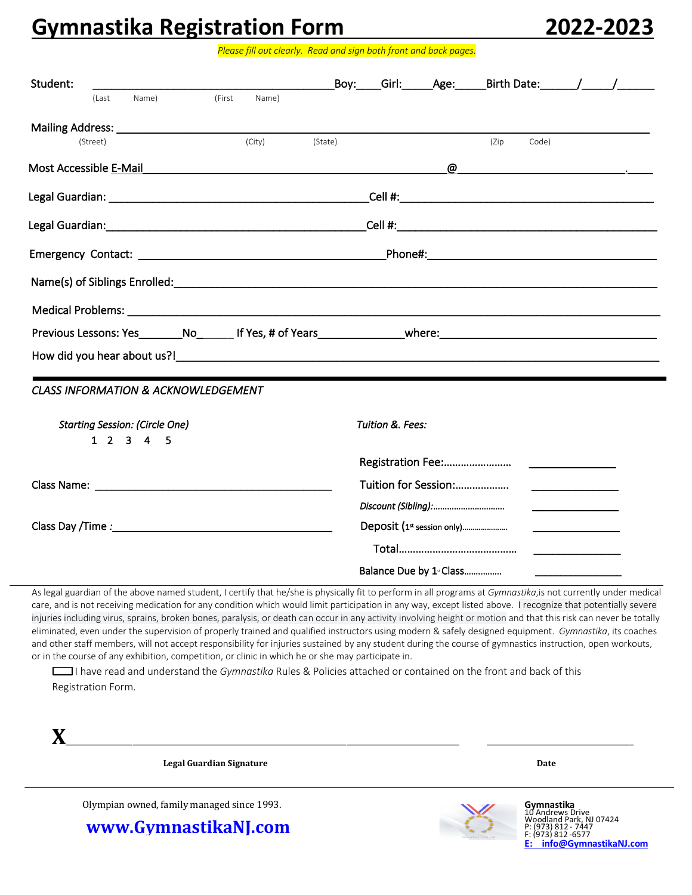# Gymnastika Registration Form 2022-2023

*Please fill out clearly. Read and sign both front and back pages.*

Student: ________________________________________ Boy:____ Girl:_____ Age:_____ Birth Date:______/_____/______
(Last Name) (First Name)

Mailing Address: ________________________________________________________________________________
(Street) (City) (State) (Zip Code)

Most Accessible E-Mail________________________________________________@__________________________.____

Legal Guardian: __________________________________________ Cell #:_________________________________________

Legal Guardian:__________________________________________ Cell #:__________________________________________

Emergency Contact: ________________________________________ Phone#:_______________________________________

Name(s) of Siblings Enrolled:___________________________________________________________________________

Medical Problems: __________________________________________________________________________________

Previous Lessons: Yes_______No______ If Yes, # of Years_____________where:____________________________________

How did you hear about us?!___________________________________________________________________________

---

*CLASS INFORMATION & ACKNOWLEDGEMENT*

*Starting Session: (Circle One)*
1 2 3 4 5

Class Name: ________________________________________

Class Day /Time :______________________________________

*Tuition &. Fees:*

Registration Fee:…………………… ______________

Tuition for Session:……………… ______________

*Discount (Sibling):…………………………* ______________

Deposit (1st session only)………………… ______________

Total…………………………………… ______________

Balance Due by 1st Class……………. ______________

As legal guardian of the above named student, I certify that he/she is physically fit to perform in all programs at *Gymnastika*,is not currently under medical care, and is not receiving medication for any condition which would limit participation in any way, except listed above. I recognize that potentially severe injuries including virus, sprains, broken bones, paralysis, or death can occur in any activity involving height or motion and that this risk can never be totally eliminated, even under the supervision of properly trained and qualified instructors using modern & safely designed equipment. *Gymnastika*, its coaches and other staff members, will not accept responsibility for injuries sustained by any student during the course of gymnastics instruction, open workouts, or in the course of any exhibition, competition, or clinic in which he or she may participate in.

☐ I have read and understand the *Gymnastika* Rules & Policies attached or contained on the front and back of this Registration Form.

**X**____________________________________________________ ___________________________

**Legal Guardian Signature** **Date**

---

Olympian owned, family managed since 1993.

**www.GymnastikaNJ.com**

**Gymnastika**
10 Andrews Drive
Woodland Park, NJ 07424
P: (973) 812 - 7447
F: (973) 812 -6577
**E: info@GymnastikaNJ.com**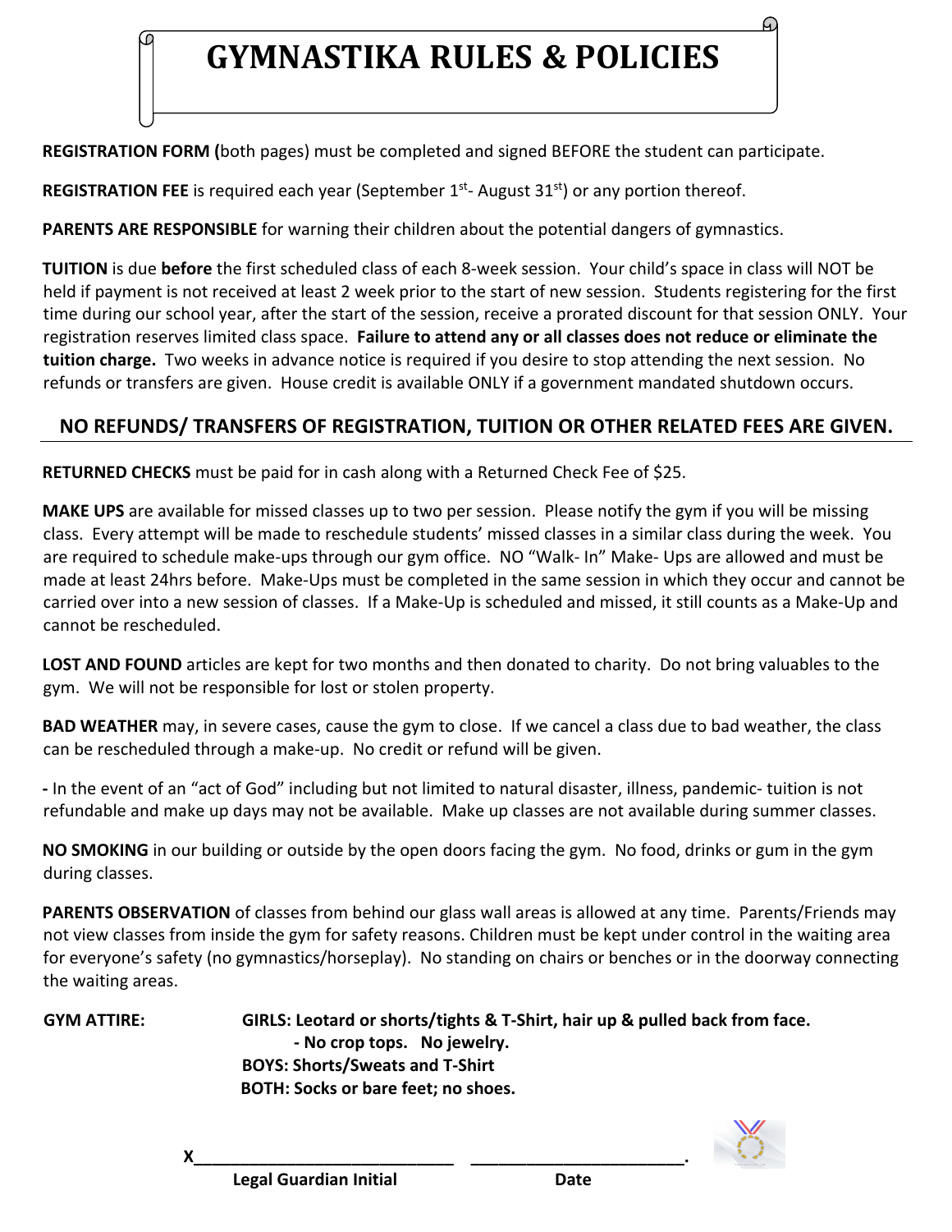# GYMNASTIKA RULES & POLICIES

**REGISTRATION FORM (**both pages) must be completed and signed BEFORE the student can participate.

**REGISTRATION FEE** is required each year (September 1st- August 31st) or any portion thereof.

**PARENTS ARE RESPONSIBLE** for warning their children about the potential dangers of gymnastics.

**TUITION** is due **before** the first scheduled class of each 8-week session. Your child's space in class will NOT be held if payment is not received at least 2 week prior to the start of new session. Students registering for the first time during our school year, after the start of the session, receive a prorated discount for that session ONLY. Your registration reserves limited class space. **Failure to attend any or all classes does not reduce or eliminate the tuition charge.** Two weeks in advance notice is required if you desire to stop attending the next session. No refunds or transfers are given. House credit is available ONLY if a government mandated shutdown occurs.

## NO REFUNDS/ TRANSFERS OF REGISTRATION, TUITION OR OTHER RELATED FEES ARE GIVEN.

**RETURNED CHECKS** must be paid for in cash along with a Returned Check Fee of $25.

**MAKE UPS** are available for missed classes up to two per session. Please notify the gym if you will be missing class. Every attempt will be made to reschedule students' missed classes in a similar class during the week. You are required to schedule make-ups through our gym office. NO "Walk- In" Make- Ups are allowed and must be made at least 24hrs before. Make-Ups must be completed in the same session in which they occur and cannot be carried over into a new session of classes. If a Make-Up is scheduled and missed, it still counts as a Make-Up and cannot be rescheduled.

**LOST AND FOUND** articles are kept for two months and then donated to charity. Do not bring valuables to the gym. We will not be responsible for lost or stolen property.

**BAD WEATHER** may, in severe cases, cause the gym to close. If we cancel a class due to bad weather, the class can be rescheduled through a make-up. No credit or refund will be given.

**-** In the event of an "act of God" including but not limited to natural disaster, illness, pandemic- tuition is not refundable and make up days may not be available. Make up classes are not available during summer classes.

**NO SMOKING** in our building or outside by the open doors facing the gym. No food, drinks or gum in the gym during classes.

**PARENTS OBSERVATION** of classes from behind our glass wall areas is allowed at any time. Parents/Friends may not view classes from inside the gym for safety reasons. Children must be kept under control in the waiting area for everyone's safety (no gymnastics/horseplay). No standing on chairs or benches or in the doorway connecting the waiting areas.

**GYM ATTIRE:**
**GIRLS: Leotard or shorts/tights & T-Shirt, hair up & pulled back from face.**
**- No crop tops. No jewelry.**
**BOYS: Shorts/Sweats and T-Shirt**
**BOTH: Socks or bare feet; no shoes.**

X____________________________ ________________________.

**Legal Guardian Initial** **Date**